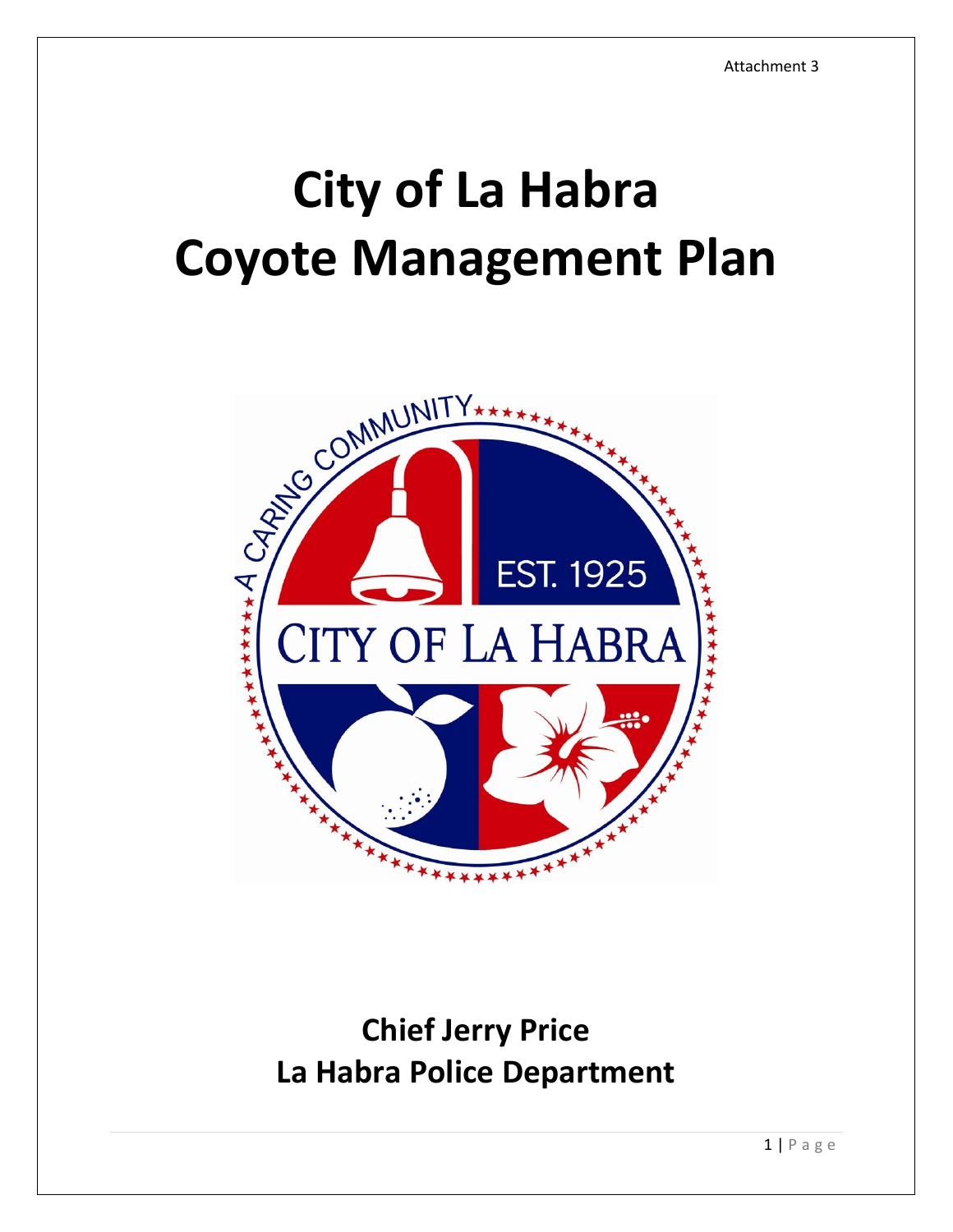Attachment 3

# City of La Habra
# Coyote Management Plan

**Chief Jerry Price**
**La Habra Police Department**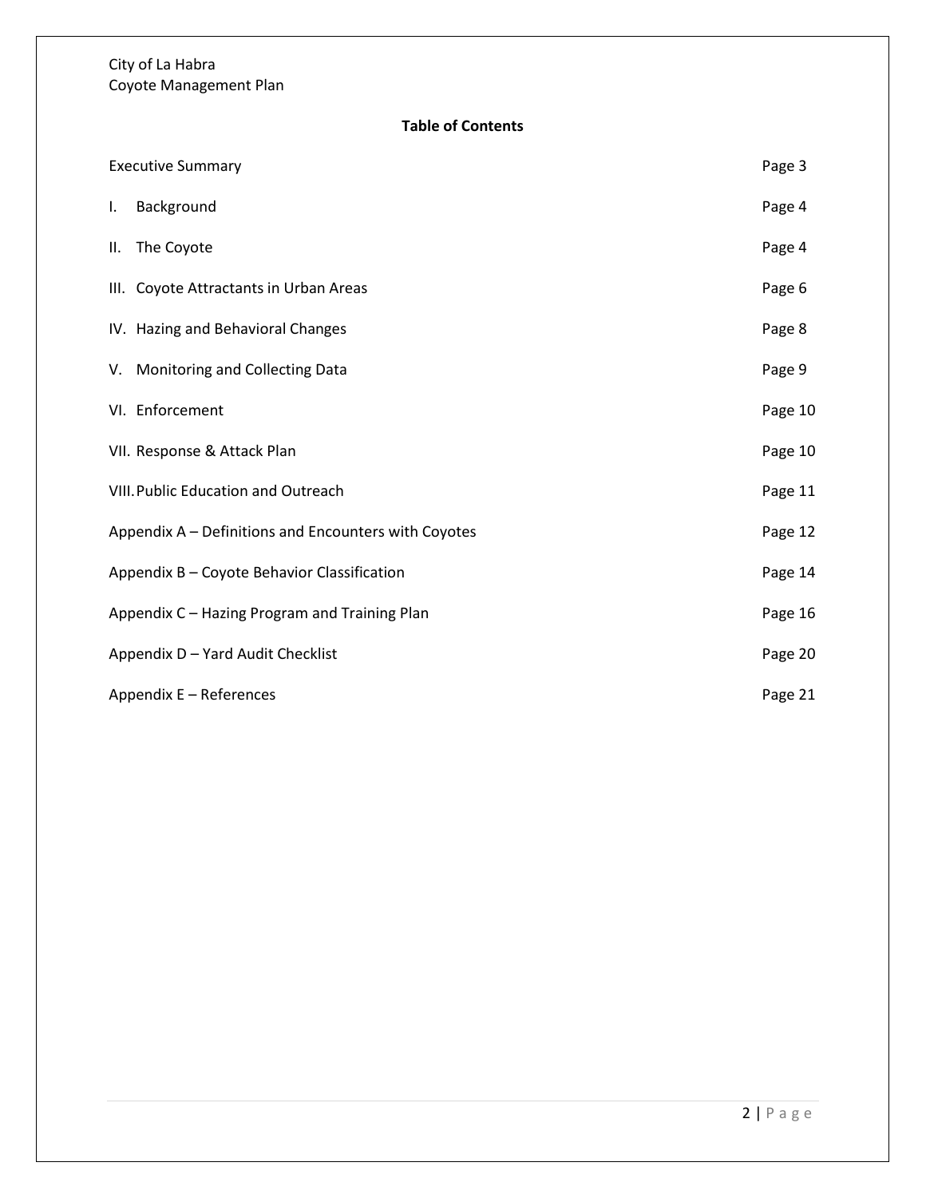City of La Habra
Coyote Management Plan

**Table of Contents**

| | |
|---|---|
| Executive Summary | Page 3 |
| I. Background | Page 4 |
| II. The Coyote | Page 4 |
| III. Coyote Attractants in Urban Areas | Page 6 |
| IV. Hazing and Behavioral Changes | Page 8 |
| V. Monitoring and Collecting Data | Page 9 |
| VI. Enforcement | Page 10 |
| VII. Response & Attack Plan | Page 10 |
| VIII. Public Education and Outreach | Page 11 |
| Appendix A – Definitions and Encounters with Coyotes | Page 12 |
| Appendix B – Coyote Behavior Classification | Page 14 |
| Appendix C – Hazing Program and Training Plan | Page 16 |
| Appendix D – Yard Audit Checklist | Page 20 |
| Appendix E – References | Page 21 |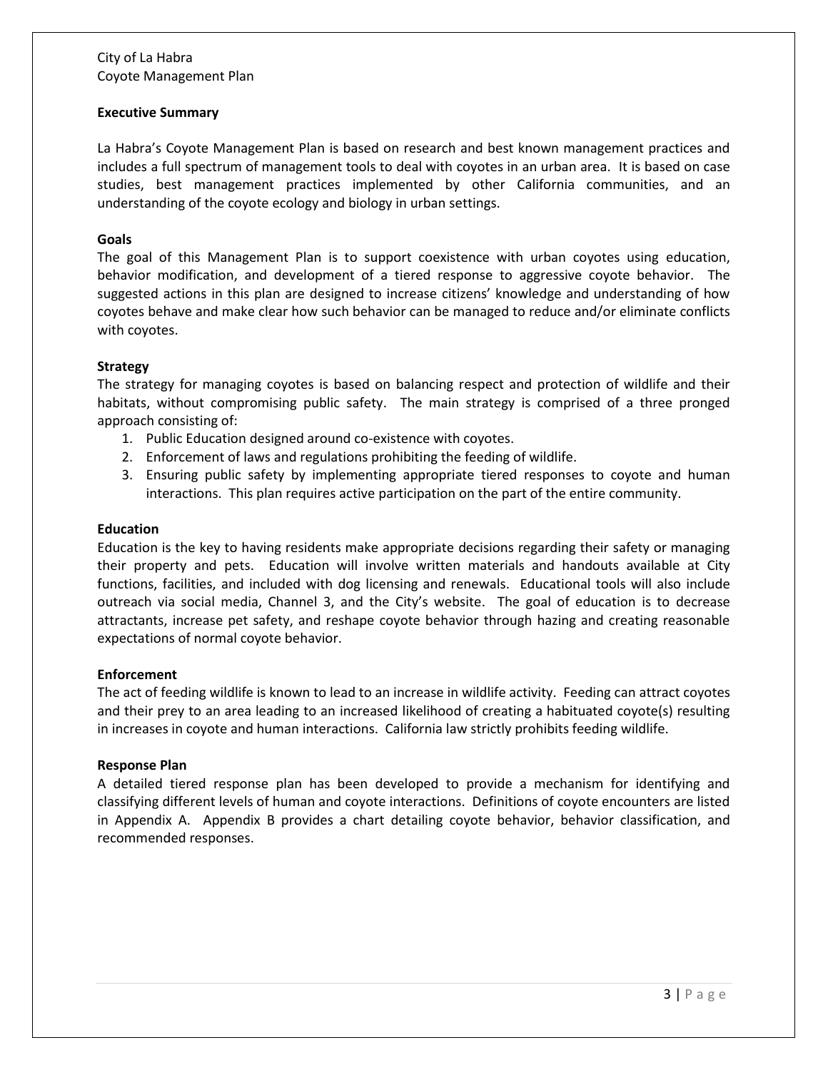## Executive Summary

La Habra's Coyote Management Plan is based on research and best known management practices and includes a full spectrum of management tools to deal with coyotes in an urban area. It is based on case studies, best management practices implemented by other California communities, and an understanding of the coyote ecology and biology in urban settings.

### Goals

The goal of this Management Plan is to support coexistence with urban coyotes using education, behavior modification, and development of a tiered response to aggressive coyote behavior. The suggested actions in this plan are designed to increase citizens' knowledge and understanding of how coyotes behave and make clear how such behavior can be managed to reduce and/or eliminate conflicts with coyotes.

### Strategy

The strategy for managing coyotes is based on balancing respect and protection of wildlife and their habitats, without compromising public safety. The main strategy is comprised of a three pronged approach consisting of:

1. Public Education designed around co-existence with coyotes.
2. Enforcement of laws and regulations prohibiting the feeding of wildlife.
3. Ensuring public safety by implementing appropriate tiered responses to coyote and human interactions. This plan requires active participation on the part of the entire community.

### Education

Education is the key to having residents make appropriate decisions regarding their safety or managing their property and pets. Education will involve written materials and handouts available at City functions, facilities, and included with dog licensing and renewals. Educational tools will also include outreach via social media, Channel 3, and the City's website. The goal of education is to decrease attractants, increase pet safety, and reshape coyote behavior through hazing and creating reasonable expectations of normal coyote behavior.

### Enforcement

The act of feeding wildlife is known to lead to an increase in wildlife activity. Feeding can attract coyotes and their prey to an area leading to an increased likelihood of creating a habituated coyote(s) resulting in increases in coyote and human interactions. California law strictly prohibits feeding wildlife.

### Response Plan

A detailed tiered response plan has been developed to provide a mechanism for identifying and classifying different levels of human and coyote interactions. Definitions of coyote encounters are listed in Appendix A. Appendix B provides a chart detailing coyote behavior, behavior classification, and recommended responses.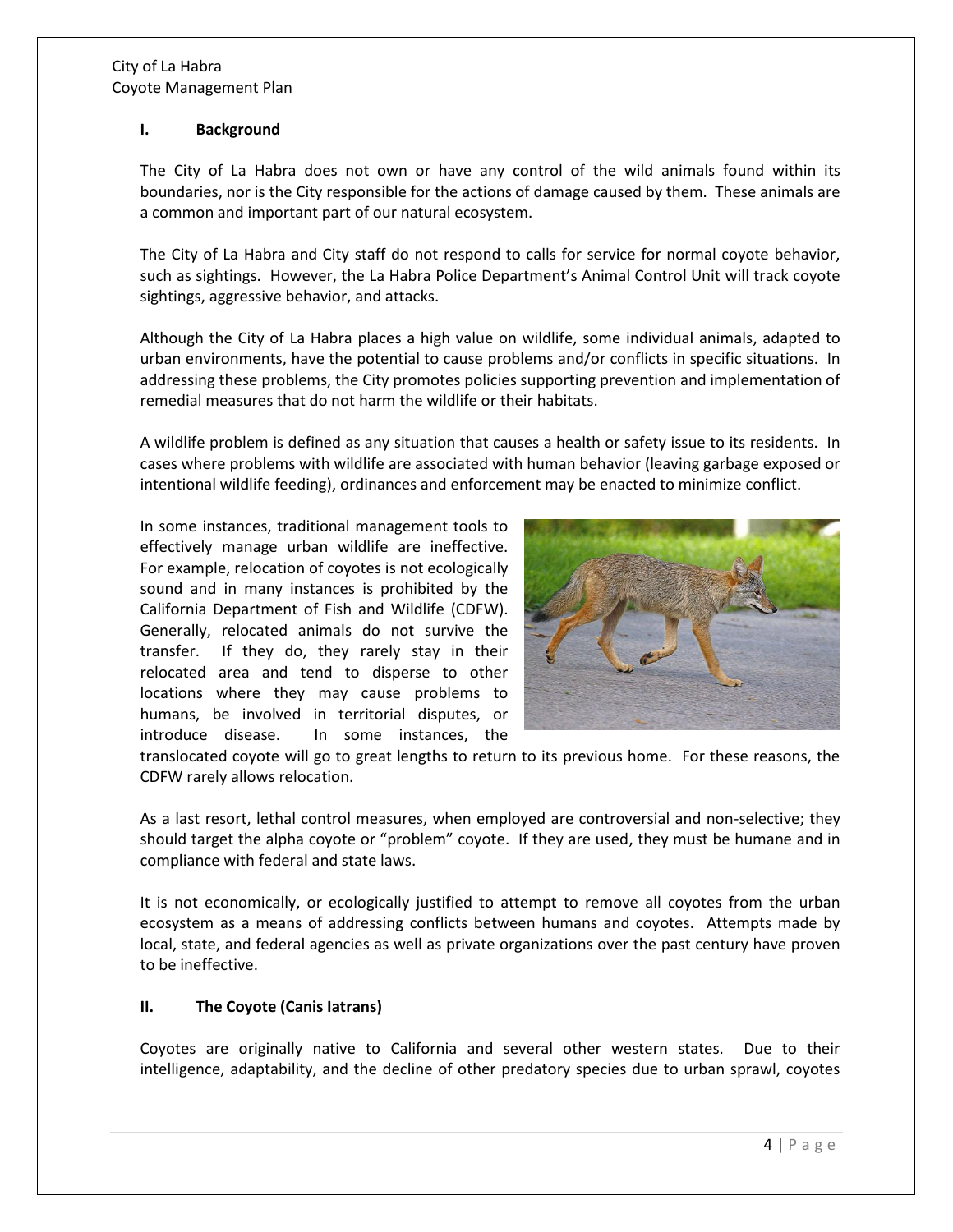## I. Background

The City of La Habra does not own or have any control of the wild animals found within its boundaries, nor is the City responsible for the actions of damage caused by them. These animals are a common and important part of our natural ecosystem.

The City of La Habra and City staff do not respond to calls for service for normal coyote behavior, such as sightings. However, the La Habra Police Department's Animal Control Unit will track coyote sightings, aggressive behavior, and attacks.

Although the City of La Habra places a high value on wildlife, some individual animals, adapted to urban environments, have the potential to cause problems and/or conflicts in specific situations. In addressing these problems, the City promotes policies supporting prevention and implementation of remedial measures that do not harm the wildlife or their habitats.

A wildlife problem is defined as any situation that causes a health or safety issue to its residents. In cases where problems with wildlife are associated with human behavior (leaving garbage exposed or intentional wildlife feeding), ordinances and enforcement may be enacted to minimize conflict.

In some instances, traditional management tools to effectively manage urban wildlife are ineffective. For example, relocation of coyotes is not ecologically sound and in many instances is prohibited by the California Department of Fish and Wildlife (CDFW). Generally, relocated animals do not survive the transfer. If they do, they rarely stay in their relocated area and tend to disperse to other locations where they may cause problems to humans, be involved in territorial disputes, or introduce disease. In some instances, the translocated coyote will go to great lengths to return to its previous home. For these reasons, the CDFW rarely allows relocation.

As a last resort, lethal control measures, when employed are controversial and non-selective; they should target the alpha coyote or "problem" coyote. If they are used, they must be humane and in compliance with federal and state laws.

It is not economically, or ecologically justified to attempt to remove all coyotes from the urban ecosystem as a means of addressing conflicts between humans and coyotes. Attempts made by local, state, and federal agencies as well as private organizations over the past century have proven to be ineffective.

## II. The Coyote (Canis latrans)

Coyotes are originally native to California and several other western states. Due to their intelligence, adaptability, and the decline of other predatory species due to urban sprawl, coyotes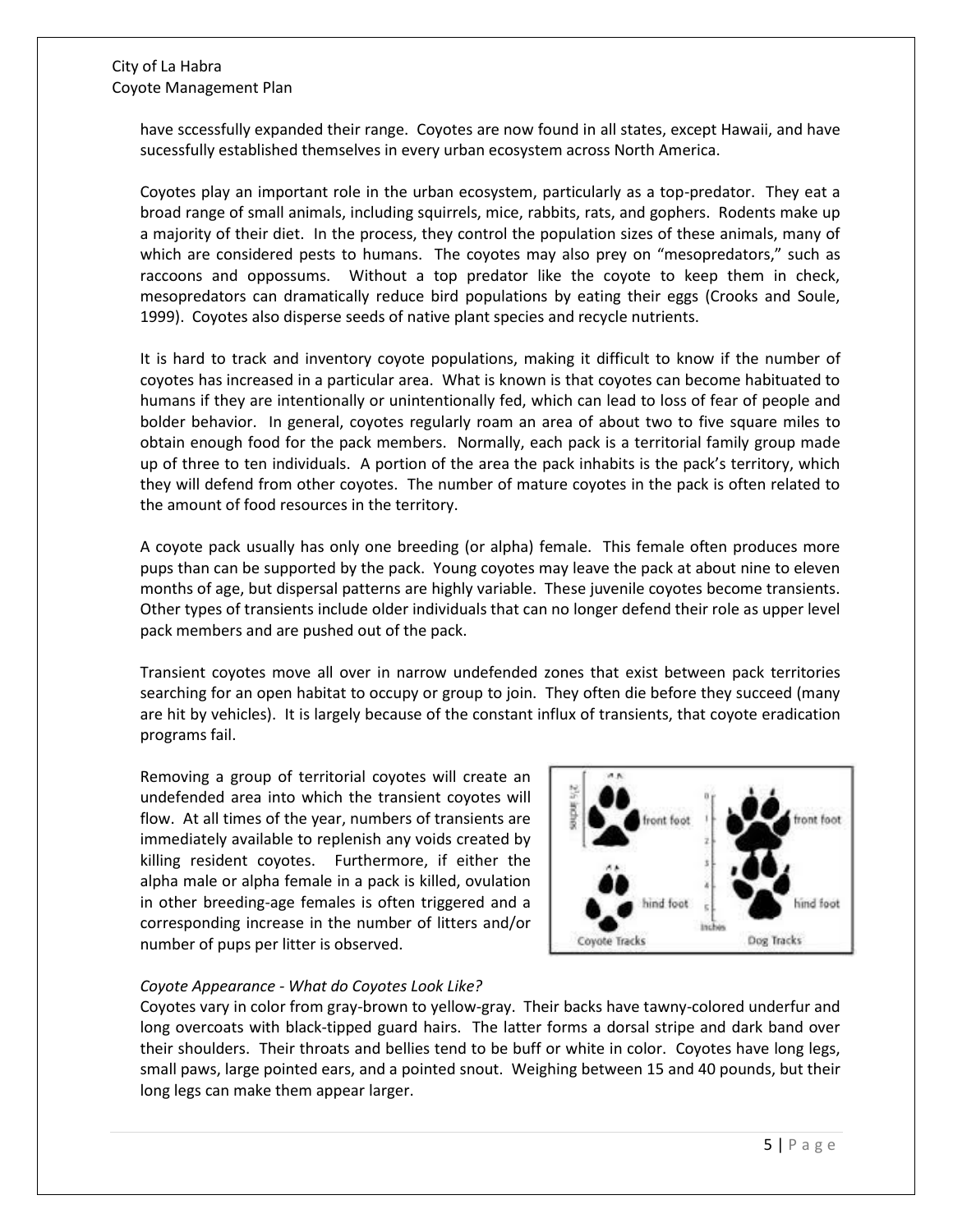have sccessfully expanded their range. Coyotes are now found in all states, except Hawaii, and have sucessfully established themselves in every urban ecosystem across North America.

Coyotes play an important role in the urban ecosystem, particularly as a top-predator. They eat a broad range of small animals, including squirrels, mice, rabbits, rats, and gophers. Rodents make up a majority of their diet. In the process, they control the population sizes of these animals, many of which are considered pests to humans. The coyotes may also prey on "mesopredators," such as raccoons and oppossums. Without a top predator like the coyote to keep them in check, mesopredators can dramatically reduce bird populations by eating their eggs (Crooks and Soule, 1999). Coyotes also disperse seeds of native plant species and recycle nutrients.

It is hard to track and inventory coyote populations, making it difficult to know if the number of coyotes has increased in a particular area. What is known is that coyotes can become habituated to humans if they are intentionally or unintentionally fed, which can lead to loss of fear of people and bolder behavior. In general, coyotes regularly roam an area of about two to five square miles to obtain enough food for the pack members. Normally, each pack is a territorial family group made up of three to ten individuals. A portion of the area the pack inhabits is the pack's territory, which they will defend from other coyotes. The number of mature coyotes in the pack is often related to the amount of food resources in the territory.

A coyote pack usually has only one breeding (or alpha) female. This female often produces more pups than can be supported by the pack. Young coyotes may leave the pack at about nine to eleven months of age, but dispersal patterns are highly variable. These juvenile coyotes become transients. Other types of transients include older individuals that can no longer defend their role as upper level pack members and are pushed out of the pack.

Transient coyotes move all over in narrow undefended zones that exist between pack territories searching for an open habitat to occupy or group to join. They often die before they succeed (many are hit by vehicles). It is largely because of the constant influx of transients, that coyote eradication programs fail.

Removing a group of territorial coyotes will create an undefended area into which the transient coyotes will flow. At all times of the year, numbers of transients are immediately available to replenish any voids created by killing resident coyotes. Furthermore, if either the alpha male or alpha female in a pack is killed, ovulation in other breeding-age females is often triggered and a corresponding increase in the number of litters and/or number of pups per litter is observed.

*Coyote Appearance - What do Coyotes Look Like?*

Coyotes vary in color from gray-brown to yellow-gray. Their backs have tawny-colored underfur and long overcoats with black-tipped guard hairs. The latter forms a dorsal stripe and dark band over their shoulders. Their throats and bellies tend to be buff or white in color. Coyotes have long legs, small paws, large pointed ears, and a pointed snout. Weighing between 15 and 40 pounds, but their long legs can make them appear larger.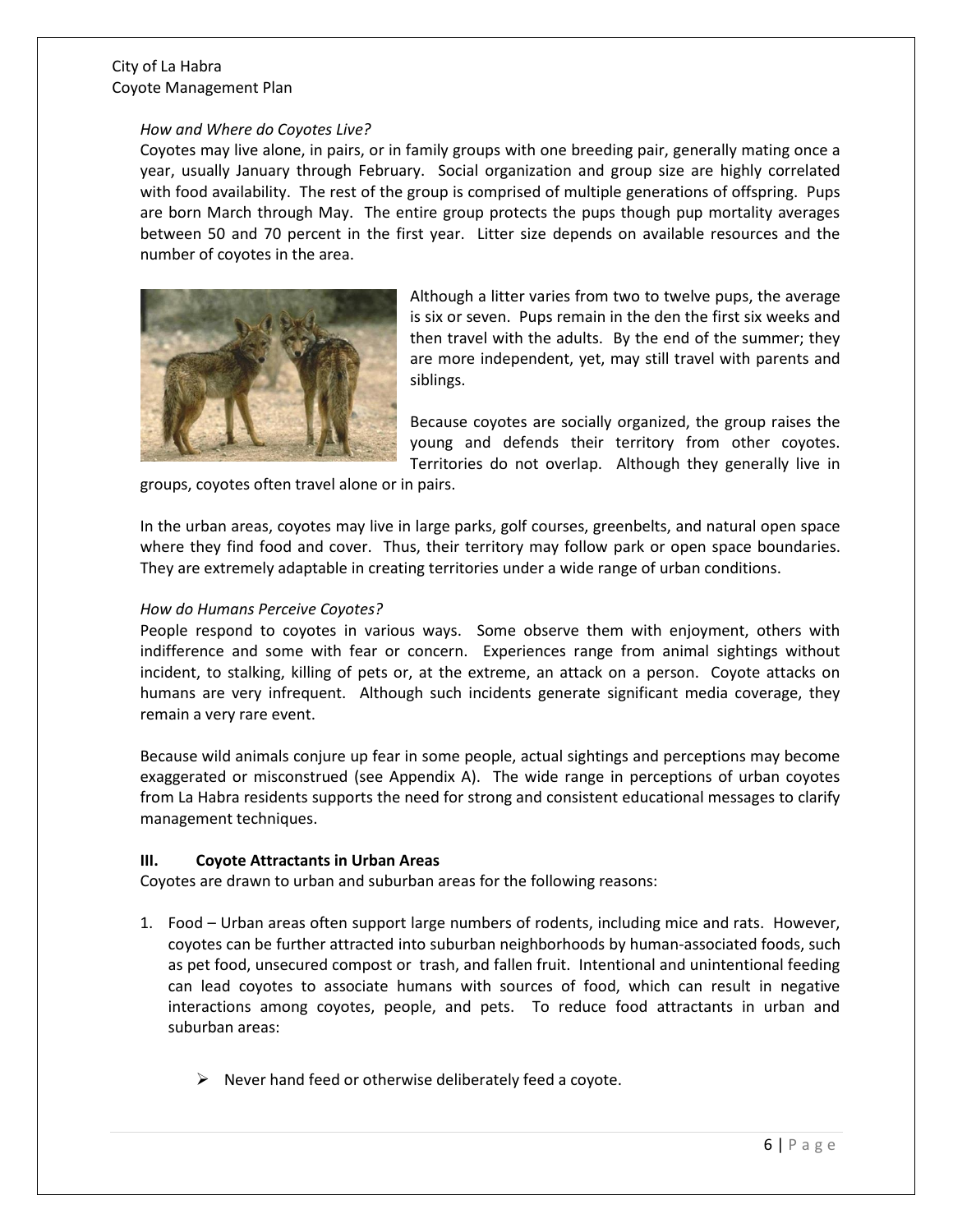*How and Where do Coyotes Live?*

Coyotes may live alone, in pairs, or in family groups with one breeding pair, generally mating once a year, usually January through February. Social organization and group size are highly correlated with food availability. The rest of the group is comprised of multiple generations of offspring. Pups are born March through May. The entire group protects the pups though pup mortality averages between 50 and 70 percent in the first year. Litter size depends on available resources and the number of coyotes in the area.

Although a litter varies from two to twelve pups, the average is six or seven. Pups remain in the den the first six weeks and then travel with the adults. By the end of the summer; they are more independent, yet, may still travel with parents and siblings.

Because coyotes are socially organized, the group raises the young and defends their territory from other coyotes. Territories do not overlap. Although they generally live in groups, coyotes often travel alone or in pairs.

In the urban areas, coyotes may live in large parks, golf courses, greenbelts, and natural open space where they find food and cover. Thus, their territory may follow park or open space boundaries. They are extremely adaptable in creating territories under a wide range of urban conditions.

*How do Humans Perceive Coyotes?*

People respond to coyotes in various ways. Some observe them with enjoyment, others with indifference and some with fear or concern. Experiences range from animal sightings without incident, to stalking, killing of pets or, at the extreme, an attack on a person. Coyote attacks on humans are very infrequent. Although such incidents generate significant media coverage, they remain a very rare event.

Because wild animals conjure up fear in some people, actual sightings and perceptions may become exaggerated or misconstrued (see Appendix A). The wide range in perceptions of urban coyotes from La Habra residents supports the need for strong and consistent educational messages to clarify management techniques.

## III. Coyote Attractants in Urban Areas

Coyotes are drawn to urban and suburban areas for the following reasons:

1. Food – Urban areas often support large numbers of rodents, including mice and rats. However, coyotes can be further attracted into suburban neighborhoods by human-associated foods, such as pet food, unsecured compost or trash, and fallen fruit. Intentional and unintentional feeding can lead coyotes to associate humans with sources of food, which can result in negative interactions among coyotes, people, and pets. To reduce food attractants in urban and suburban areas:

   - Never hand feed or otherwise deliberately feed a coyote.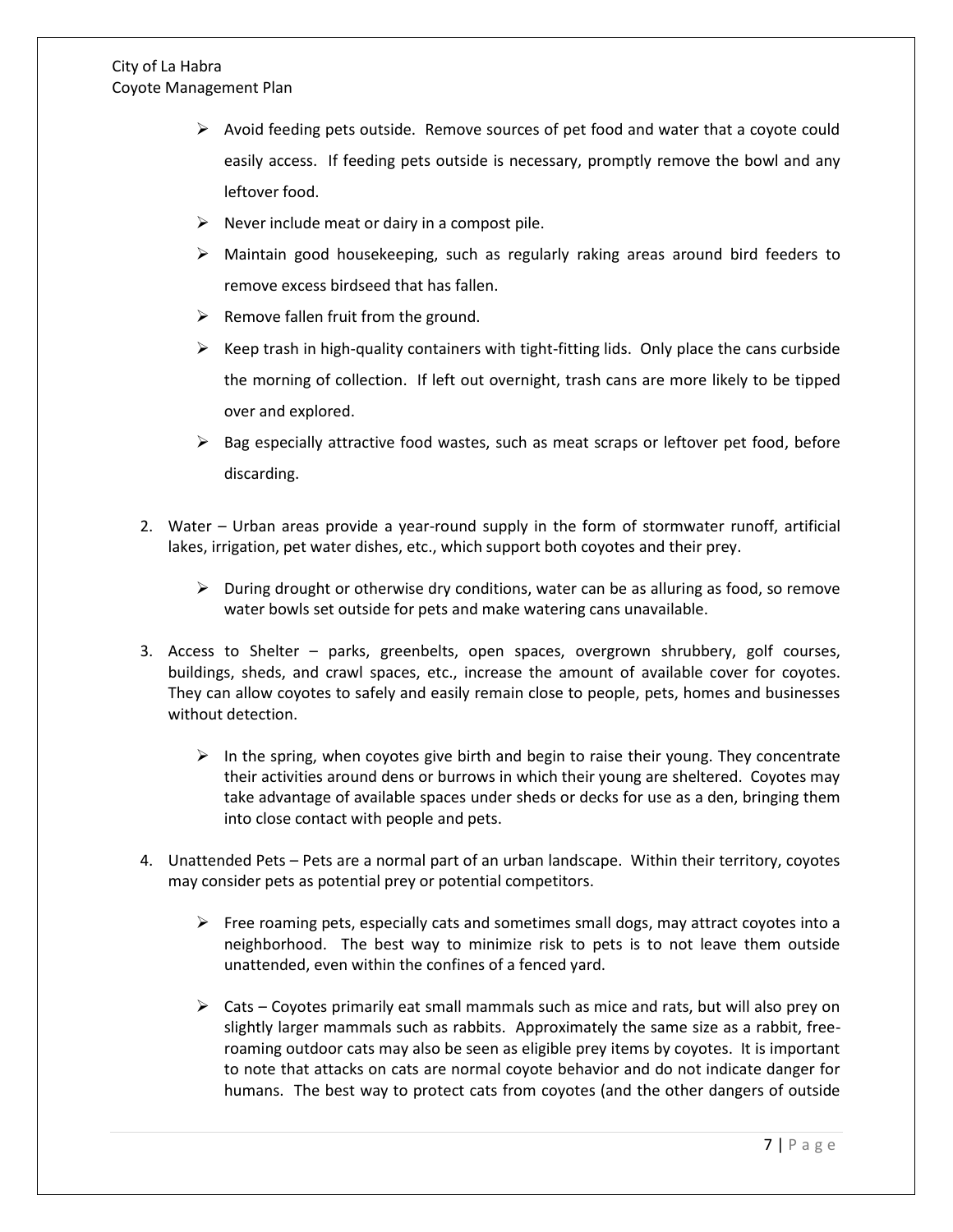- Avoid feeding pets outside. Remove sources of pet food and water that a coyote could easily access. If feeding pets outside is necessary, promptly remove the bowl and any leftover food.
- Never include meat or dairy in a compost pile.
- Maintain good housekeeping, such as regularly raking areas around bird feeders to remove excess birdseed that has fallen.
- Remove fallen fruit from the ground.
- Keep trash in high-quality containers with tight-fitting lids. Only place the cans curbside the morning of collection. If left out overnight, trash cans are more likely to be tipped over and explored.
- Bag especially attractive food wastes, such as meat scraps or leftover pet food, before discarding.

2. Water – Urban areas provide a year-round supply in the form of stormwater runoff, artificial lakes, irrigation, pet water dishes, etc., which support both coyotes and their prey.

    - During drought or otherwise dry conditions, water can be as alluring as food, so remove water bowls set outside for pets and make watering cans unavailable.

3. Access to Shelter – parks, greenbelts, open spaces, overgrown shrubbery, golf courses, buildings, sheds, and crawl spaces, etc., increase the amount of available cover for coyotes. They can allow coyotes to safely and easily remain close to people, pets, homes and businesses without detection.

    - In the spring, when coyotes give birth and begin to raise their young. They concentrate their activities around dens or burrows in which their young are sheltered. Coyotes may take advantage of available spaces under sheds or decks for use as a den, bringing them into close contact with people and pets.

4. Unattended Pets – Pets are a normal part of an urban landscape. Within their territory, coyotes may consider pets as potential prey or potential competitors.

    - Free roaming pets, especially cats and sometimes small dogs, may attract coyotes into a neighborhood. The best way to minimize risk to pets is to not leave them outside unattended, even within the confines of a fenced yard.

    - Cats – Coyotes primarily eat small mammals such as mice and rats, but will also prey on slightly larger mammals such as rabbits. Approximately the same size as a rabbit, free-roaming outdoor cats may also be seen as eligible prey items by coyotes. It is important to note that attacks on cats are normal coyote behavior and do not indicate danger for humans. The best way to protect cats from coyotes (and the other dangers of outside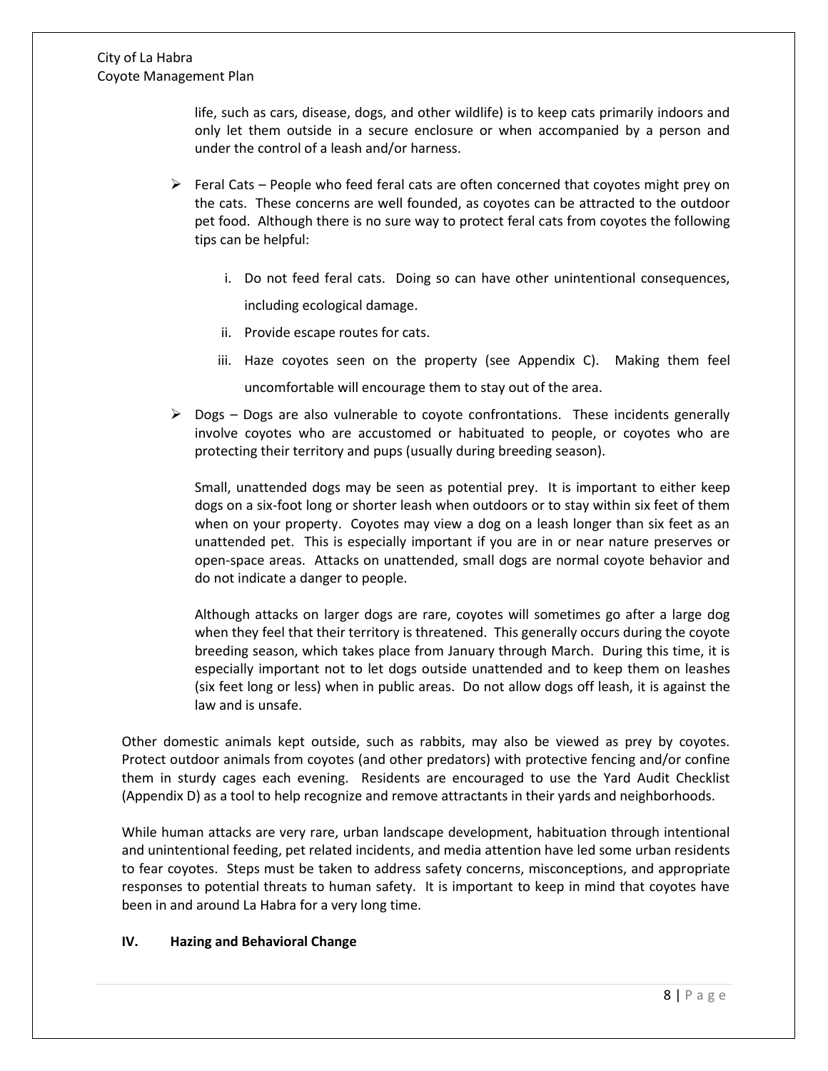life, such as cars, disease, dogs, and other wildlife) is to keep cats primarily indoors and only let them outside in a secure enclosure or when accompanied by a person and under the control of a leash and/or harness.

- Feral Cats – People who feed feral cats are often concerned that coyotes might prey on the cats. These concerns are well founded, as coyotes can be attracted to the outdoor pet food. Although there is no sure way to protect feral cats from coyotes the following tips can be helpful:

    i. Do not feed feral cats. Doing so can have other unintentional consequences, including ecological damage.

    ii. Provide escape routes for cats.

    iii. Haze coyotes seen on the property (see Appendix C). Making them feel uncomfortable will encourage them to stay out of the area.

- Dogs – Dogs are also vulnerable to coyote confrontations. These incidents generally involve coyotes who are accustomed or habituated to people, or coyotes who are protecting their territory and pups (usually during breeding season).

  Small, unattended dogs may be seen as potential prey. It is important to either keep dogs on a six-foot long or shorter leash when outdoors or to stay within six feet of them when on your property. Coyotes may view a dog on a leash longer than six feet as an unattended pet. This is especially important if you are in or near nature preserves or open-space areas. Attacks on unattended, small dogs are normal coyote behavior and do not indicate a danger to people.

  Although attacks on larger dogs are rare, coyotes will sometimes go after a large dog when they feel that their territory is threatened. This generally occurs during the coyote breeding season, which takes place from January through March. During this time, it is especially important not to let dogs outside unattended and to keep them on leashes (six feet long or less) when in public areas. Do not allow dogs off leash, it is against the law and is unsafe.

Other domestic animals kept outside, such as rabbits, may also be viewed as prey by coyotes. Protect outdoor animals from coyotes (and other predators) with protective fencing and/or confine them in sturdy cages each evening. Residents are encouraged to use the Yard Audit Checklist (Appendix D) as a tool to help recognize and remove attractants in their yards and neighborhoods.

While human attacks are very rare, urban landscape development, habituation through intentional and unintentional feeding, pet related incidents, and media attention have led some urban residents to fear coyotes. Steps must be taken to address safety concerns, misconceptions, and appropriate responses to potential threats to human safety. It is important to keep in mind that coyotes have been in and around La Habra for a very long time.

## IV. Hazing and Behavioral Change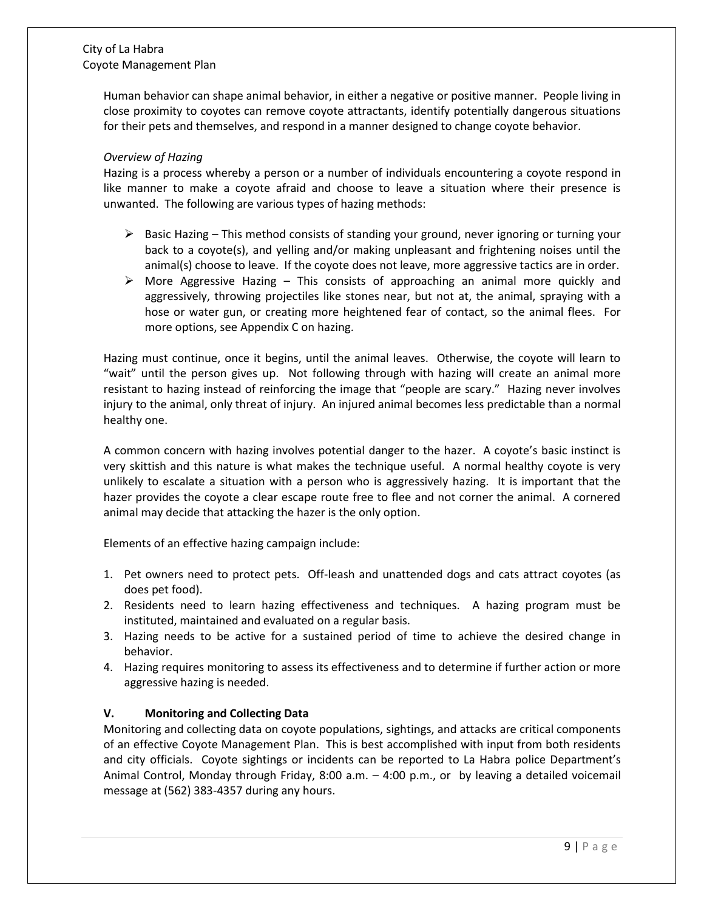Human behavior can shape animal behavior, in either a negative or positive manner. People living in close proximity to coyotes can remove coyote attractants, identify potentially dangerous situations for their pets and themselves, and respond in a manner designed to change coyote behavior.

*Overview of Hazing*

Hazing is a process whereby a person or a number of individuals encountering a coyote respond in like manner to make a coyote afraid and choose to leave a situation where their presence is unwanted. The following are various types of hazing methods:

- Basic Hazing – This method consists of standing your ground, never ignoring or turning your back to a coyote(s), and yelling and/or making unpleasant and frightening noises until the animal(s) choose to leave. If the coyote does not leave, more aggressive tactics are in order.
- More Aggressive Hazing – This consists of approaching an animal more quickly and aggressively, throwing projectiles like stones near, but not at, the animal, spraying with a hose or water gun, or creating more heightened fear of contact, so the animal flees. For more options, see Appendix C on hazing.

Hazing must continue, once it begins, until the animal leaves. Otherwise, the coyote will learn to "wait" until the person gives up. Not following through with hazing will create an animal more resistant to hazing instead of reinforcing the image that "people are scary." Hazing never involves injury to the animal, only threat of injury. An injured animal becomes less predictable than a normal healthy one.

A common concern with hazing involves potential danger to the hazer. A coyote's basic instinct is very skittish and this nature is what makes the technique useful. A normal healthy coyote is very unlikely to escalate a situation with a person who is aggressively hazing. It is important that the hazer provides the coyote a clear escape route free to flee and not corner the animal. A cornered animal may decide that attacking the hazer is the only option.

Elements of an effective hazing campaign include:

1. Pet owners need to protect pets. Off-leash and unattended dogs and cats attract coyotes (as does pet food).
2. Residents need to learn hazing effectiveness and techniques. A hazing program must be instituted, maintained and evaluated on a regular basis.
3. Hazing needs to be active for a sustained period of time to achieve the desired change in behavior.
4. Hazing requires monitoring to assess its effectiveness and to determine if further action or more aggressive hazing is needed.

## V. Monitoring and Collecting Data

Monitoring and collecting data on coyote populations, sightings, and attacks are critical components of an effective Coyote Management Plan. This is best accomplished with input from both residents and city officials. Coyote sightings or incidents can be reported to La Habra police Department's Animal Control, Monday through Friday, 8:00 a.m. – 4:00 p.m., or by leaving a detailed voicemail message at (562) 383-4357 during any hours.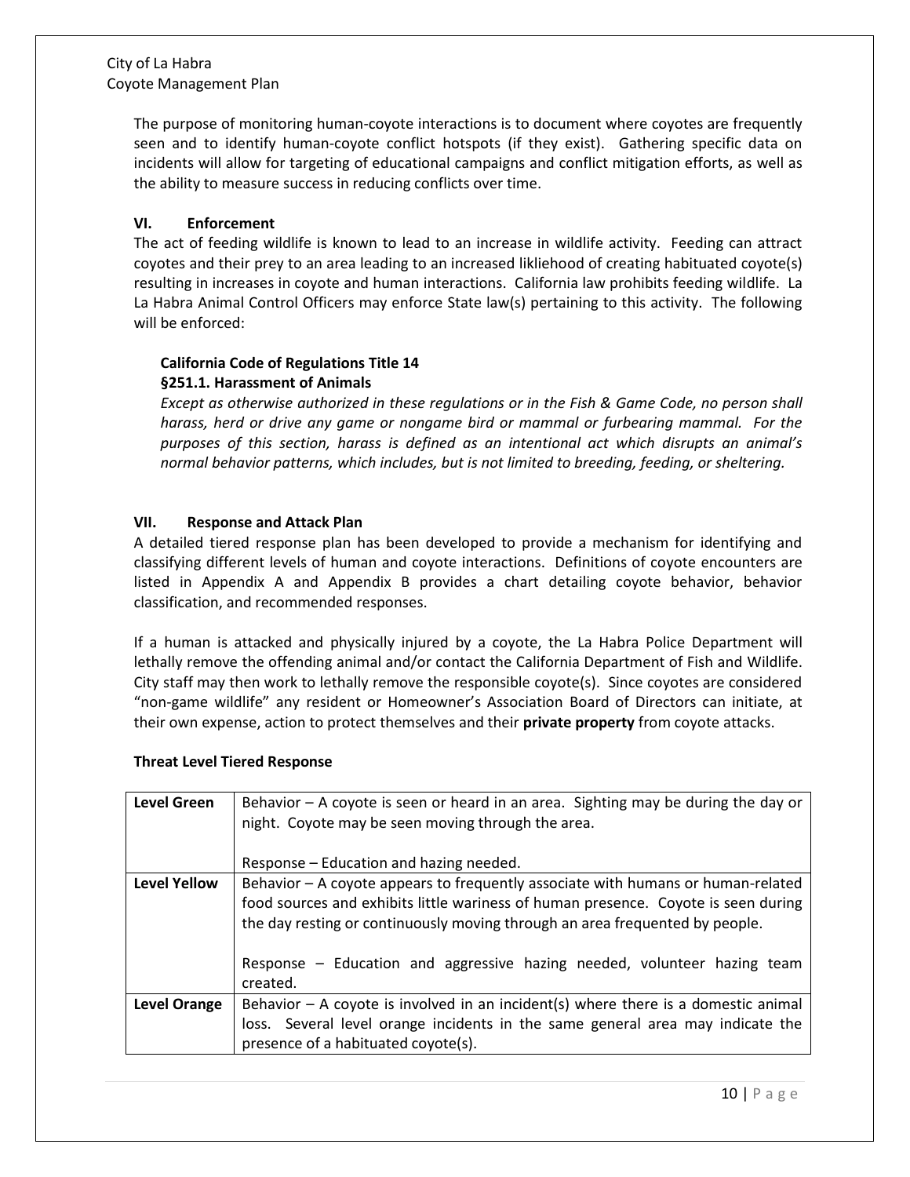The purpose of monitoring human-coyote interactions is to document where coyotes are frequently seen and to identify human-coyote conflict hotspots (if they exist). Gathering specific data on incidents will allow for targeting of educational campaigns and conflict mitigation efforts, as well as the ability to measure success in reducing conflicts over time.

## VI. Enforcement

The act of feeding wildlife is known to lead to an increase in wildlife activity. Feeding can attract coyotes and their prey to an area leading to an increased likliehood of creating habituated coyote(s) resulting in increases in coyote and human interactions. California law prohibits feeding wildlife. La La Habra Animal Control Officers may enforce State law(s) pertaining to this activity. The following will be enforced:

**California Code of Regulations Title 14**
**§251.1. Harassment of Animals**

*Except as otherwise authorized in these regulations or in the Fish & Game Code, no person shall harass, herd or drive any game or nongame bird or mammal or furbearing mammal. For the purposes of this section, harass is defined as an intentional act which disrupts an animal's normal behavior patterns, which includes, but is not limited to breeding, feeding, or sheltering.*

## VII. Response and Attack Plan

A detailed tiered response plan has been developed to provide a mechanism for identifying and classifying different levels of human and coyote interactions. Definitions of coyote encounters are listed in Appendix A and Appendix B provides a chart detailing coyote behavior, behavior classification, and recommended responses.

If a human is attacked and physically injured by a coyote, the La Habra Police Department will lethally remove the offending animal and/or contact the California Department of Fish and Wildlife. City staff may then work to lethally remove the responsible coyote(s). Since coyotes are considered "non-game wildlife" any resident or Homeowner's Association Board of Directors can initiate, at their own expense, action to protect themselves and their **private property** from coyote attacks.

**Threat Level Tiered Response**

| | |
|---|---|
| **Level Green** | Behavior – A coyote is seen or heard in an area. Sighting may be during the day or night. Coyote may be seen moving through the area.<br><br>Response – Education and hazing needed. |
| **Level Yellow** | Behavior – A coyote appears to frequently associate with humans or human-related food sources and exhibits little wariness of human presence. Coyote is seen during the day resting or continuously moving through an area frequented by people.<br><br>Response – Education and aggressive hazing needed, volunteer hazing team created. |
| **Level Orange** | Behavior – A coyote is involved in an incident(s) where there is a domestic animal loss. Several level orange incidents in the same general area may indicate the presence of a habituated coyote(s). |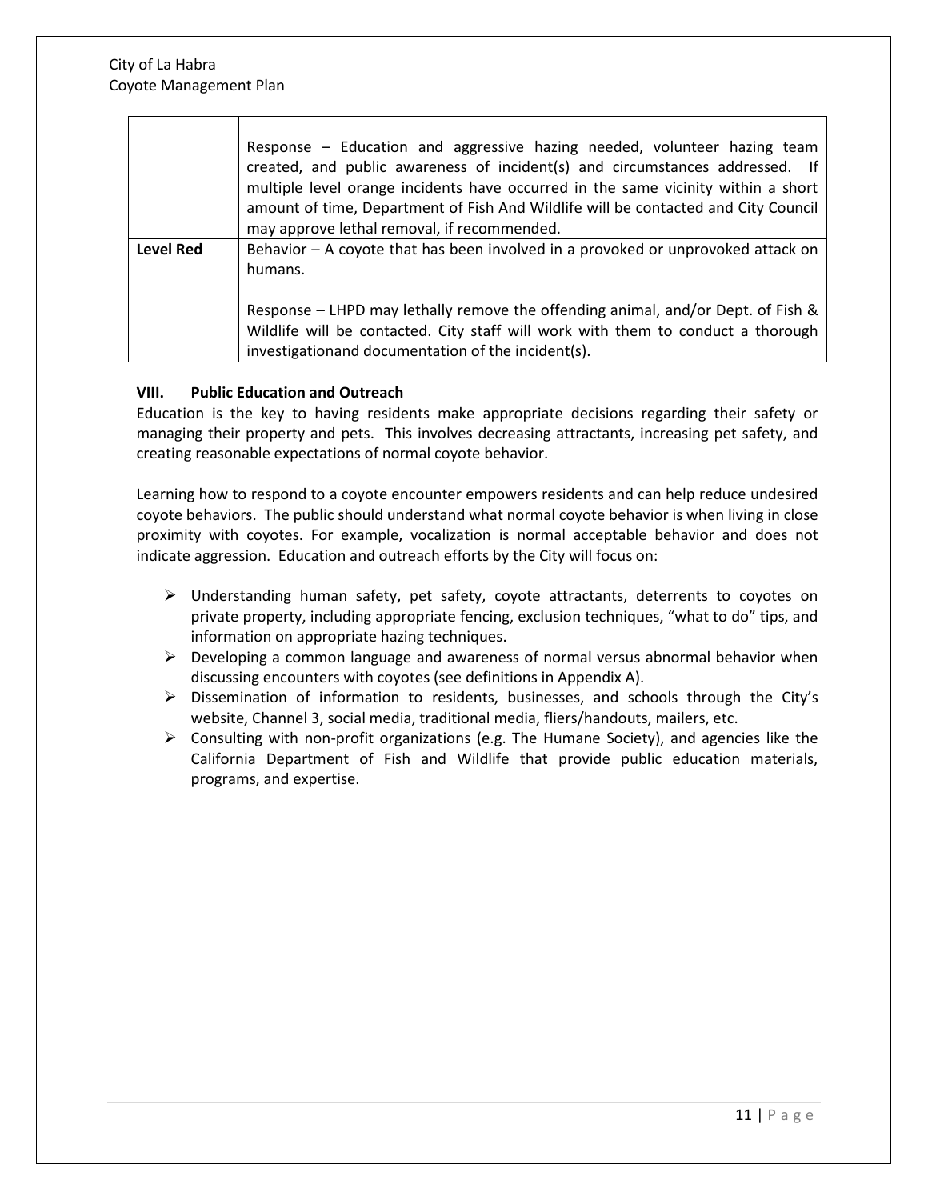| | |
|---|---|
| | Response – Education and aggressive hazing needed, volunteer hazing team created, and public awareness of incident(s) and circumstances addressed. If multiple level orange incidents have occurred in the same vicinity within a short amount of time, Department of Fish And Wildlife will be contacted and City Council may approve lethal removal, if recommended. |
| **Level Red** | Behavior – A coyote that has been involved in a provoked or unprovoked attack on humans.<br><br>Response – LHPD may lethally remove the offending animal, and/or Dept. of Fish & Wildlife will be contacted. City staff will work with them to conduct a thorough investigationand documentation of the incident(s). |

### VIII. Public Education and Outreach

Education is the key to having residents make appropriate decisions regarding their safety or managing their property and pets. This involves decreasing attractants, increasing pet safety, and creating reasonable expectations of normal coyote behavior.

Learning how to respond to a coyote encounter empowers residents and can help reduce undesired coyote behaviors. The public should understand what normal coyote behavior is when living in close proximity with coyotes. For example, vocalization is normal acceptable behavior and does not indicate aggression. Education and outreach efforts by the City will focus on:

- Understanding human safety, pet safety, coyote attractants, deterrents to coyotes on private property, including appropriate fencing, exclusion techniques, "what to do" tips, and information on appropriate hazing techniques.
- Developing a common language and awareness of normal versus abnormal behavior when discussing encounters with coyotes (see definitions in Appendix A).
- Dissemination of information to residents, businesses, and schools through the City's website, Channel 3, social media, traditional media, fliers/handouts, mailers, etc.
- Consulting with non-profit organizations (e.g. The Humane Society), and agencies like the California Department of Fish and Wildlife that provide public education materials, programs, and expertise.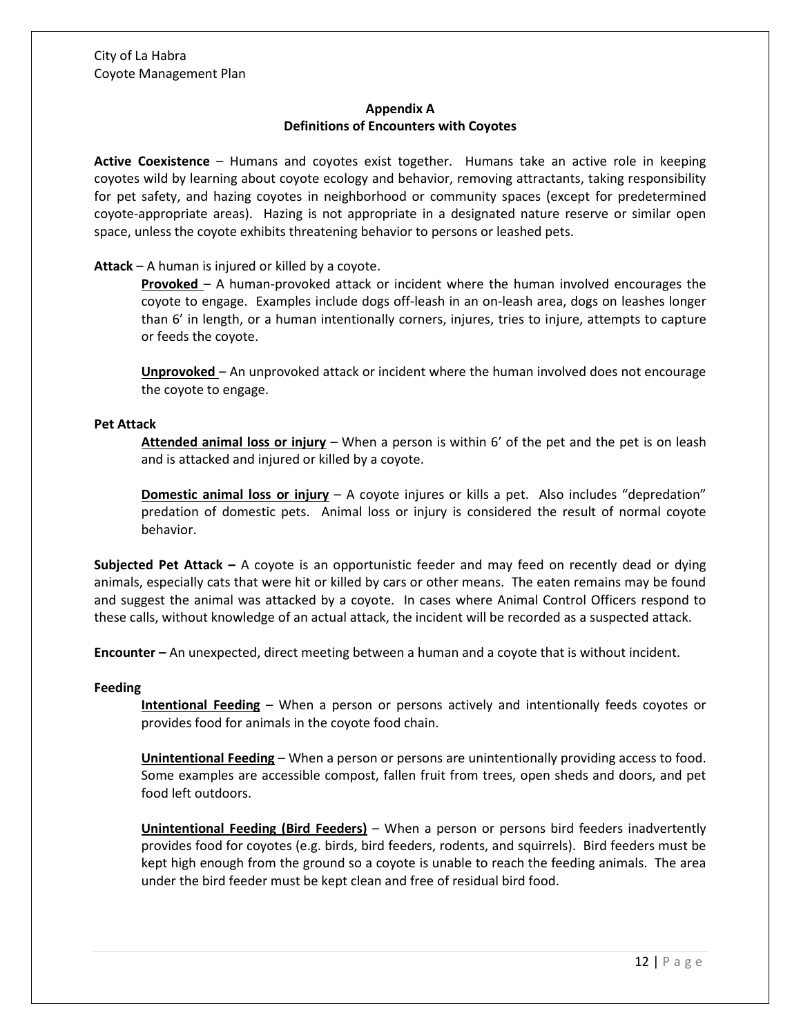## Appendix A
## Definitions of Encounters with Coyotes

**Active Coexistence** – Humans and coyotes exist together. Humans take an active role in keeping coyotes wild by learning about coyote ecology and behavior, removing attractants, taking responsibility for pet safety, and hazing coyotes in neighborhood or community spaces (except for predetermined coyote-appropriate areas). Hazing is not appropriate in a designated nature reserve or similar open space, unless the coyote exhibits threatening behavior to persons or leashed pets.

**Attack** – A human is injured or killed by a coyote.

> **Provoked** – A human-provoked attack or incident where the human involved encourages the coyote to engage. Examples include dogs off-leash in an on-leash area, dogs on leashes longer than 6' in length, or a human intentionally corners, injures, tries to injure, attempts to capture or feeds the coyote.
>
> **Unprovoked** – An unprovoked attack or incident where the human involved does not encourage the coyote to engage.

**Pet Attack**

> **Attended animal loss or injury** – When a person is within 6' of the pet and the pet is on leash and is attacked and injured or killed by a coyote.
>
> **Domestic animal loss or injury** – A coyote injures or kills a pet. Also includes "depredation" predation of domestic pets. Animal loss or injury is considered the result of normal coyote behavior.

**Subjected Pet Attack –** A coyote is an opportunistic feeder and may feed on recently dead or dying animals, especially cats that were hit or killed by cars or other means. The eaten remains may be found and suggest the animal was attacked by a coyote. In cases where Animal Control Officers respond to these calls, without knowledge of an actual attack, the incident will be recorded as a suspected attack.

**Encounter –** An unexpected, direct meeting between a human and a coyote that is without incident.

**Feeding**

> **Intentional Feeding** – When a person or persons actively and intentionally feeds coyotes or provides food for animals in the coyote food chain.
>
> **Unintentional Feeding** – When a person or persons are unintentionally providing access to food. Some examples are accessible compost, fallen fruit from trees, open sheds and doors, and pet food left outdoors.
>
> **Unintentional Feeding (Bird Feeders)** – When a person or persons bird feeders inadvertently provides food for coyotes (e.g. birds, bird feeders, rodents, and squirrels). Bird feeders must be kept high enough from the ground so a coyote is unable to reach the feeding animals. The area under the bird feeder must be kept clean and free of residual bird food.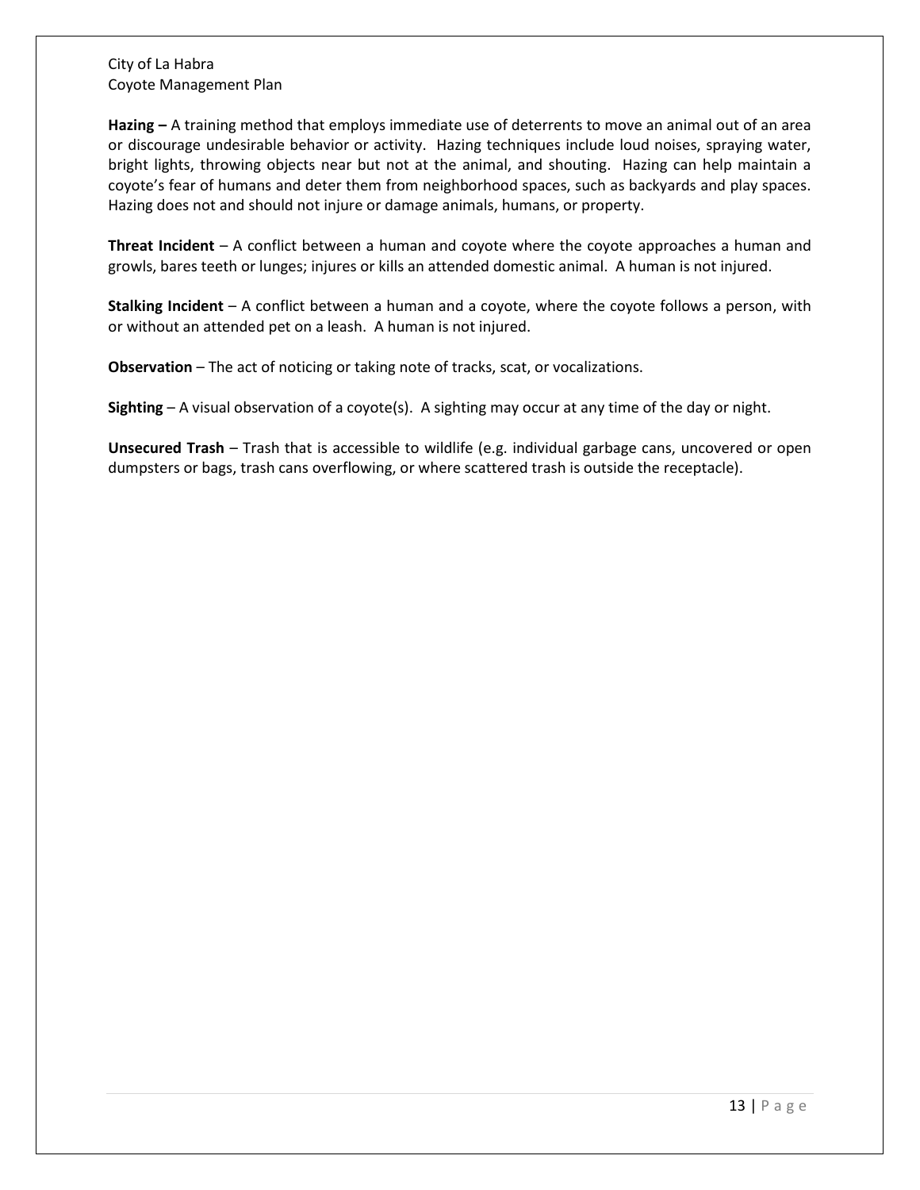**Hazing –** A training method that employs immediate use of deterrents to move an animal out of an area or discourage undesirable behavior or activity. Hazing techniques include loud noises, spraying water, bright lights, throwing objects near but not at the animal, and shouting. Hazing can help maintain a coyote's fear of humans and deter them from neighborhood spaces, such as backyards and play spaces. Hazing does not and should not injure or damage animals, humans, or property.

**Threat Incident** – A conflict between a human and coyote where the coyote approaches a human and growls, bares teeth or lunges; injures or kills an attended domestic animal. A human is not injured.

**Stalking Incident** – A conflict between a human and a coyote, where the coyote follows a person, with or without an attended pet on a leash. A human is not injured.

**Observation** – The act of noticing or taking note of tracks, scat, or vocalizations.

**Sighting** – A visual observation of a coyote(s). A sighting may occur at any time of the day or night.

**Unsecured Trash** – Trash that is accessible to wildlife (e.g. individual garbage cans, uncovered or open dumpsters or bags, trash cans overflowing, or where scattered trash is outside the receptacle).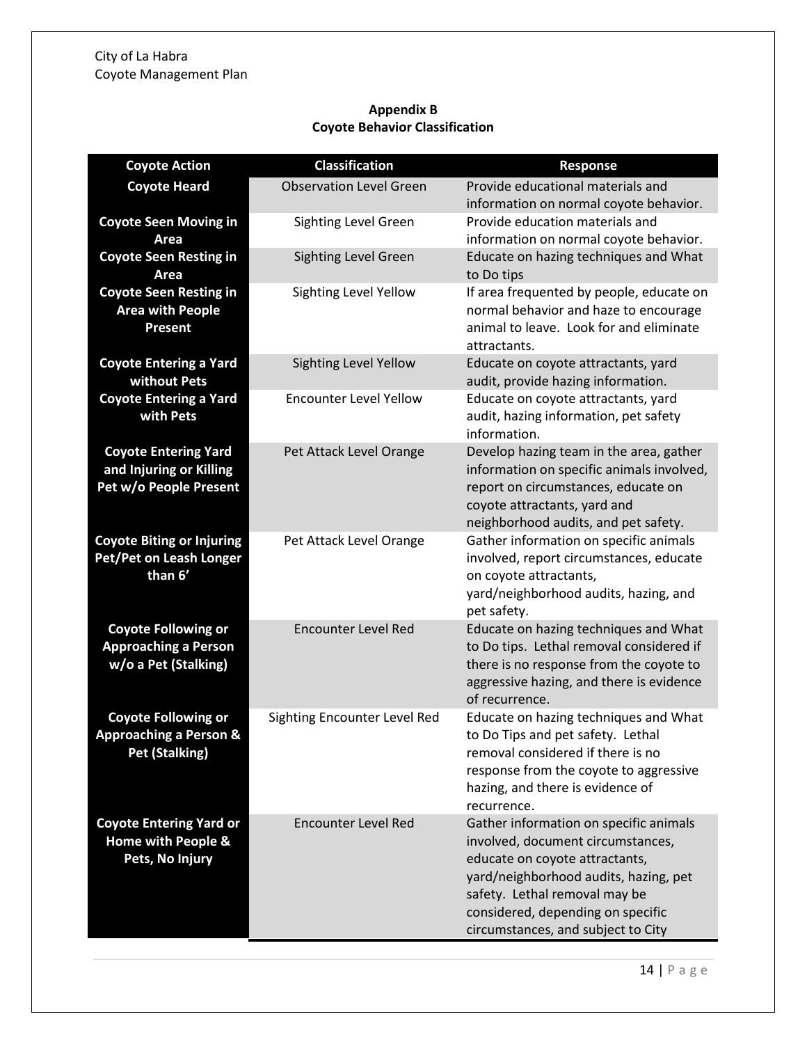## Appendix B
## Coyote Behavior Classification

| Coyote Action | Classification | Response |
|---|---|---|
| **Coyote Heard** | Observation Level Green | Provide educational materials and information on normal coyote behavior. |
| **Coyote Seen Moving in Area** | Sighting Level Green | Provide education materials and information on normal coyote behavior. |
| **Coyote Seen Resting in Area** | Sighting Level Green | Educate on hazing techniques and What to Do tips |
| **Coyote Seen Resting in Area with People Present** | Sighting Level Yellow | If area frequented by people, educate on normal behavior and haze to encourage animal to leave. Look for and eliminate attractants. |
| **Coyote Entering a Yard without Pets** | Sighting Level Yellow | Educate on coyote attractants, yard audit, provide hazing information. |
| **Coyote Entering a Yard with Pets** | Encounter Level Yellow | Educate on coyote attractants, yard audit, hazing information, pet safety information. |
| **Coyote Entering Yard and Injuring or Killing Pet w/o People Present** | Pet Attack Level Orange | Develop hazing team in the area, gather information on specific animals involved, report on circumstances, educate on coyote attractants, yard and neighborhood audits, and pet safety. |
| **Coyote Biting or Injuring Pet/Pet on Leash Longer than 6'** | Pet Attack Level Orange | Gather information on specific animals involved, report circumstances, educate on coyote attractants, yard/neighborhood audits, hazing, and pet safety. |
| **Coyote Following or Approaching a Person w/o a Pet (Stalking)** | Encounter Level Red | Educate on hazing techniques and What to Do tips. Lethal removal considered if there is no response from the coyote to aggressive hazing, and there is evidence of recurrence. |
| **Coyote Following or Approaching a Person & Pet (Stalking)** | Sighting Encounter Level Red | Educate on hazing techniques and What to Do Tips and pet safety. Lethal removal considered if there is no response from the coyote to aggressive hazing, and there is evidence of recurrence. |
| **Coyote Entering Yard or Home with People & Pets, No Injury** | Encounter Level Red | Gather information on specific animals involved, document circumstances, educate on coyote attractants, yard/neighborhood audits, hazing, pet safety. Lethal removal may be considered, depending on specific circumstances, and subject to City |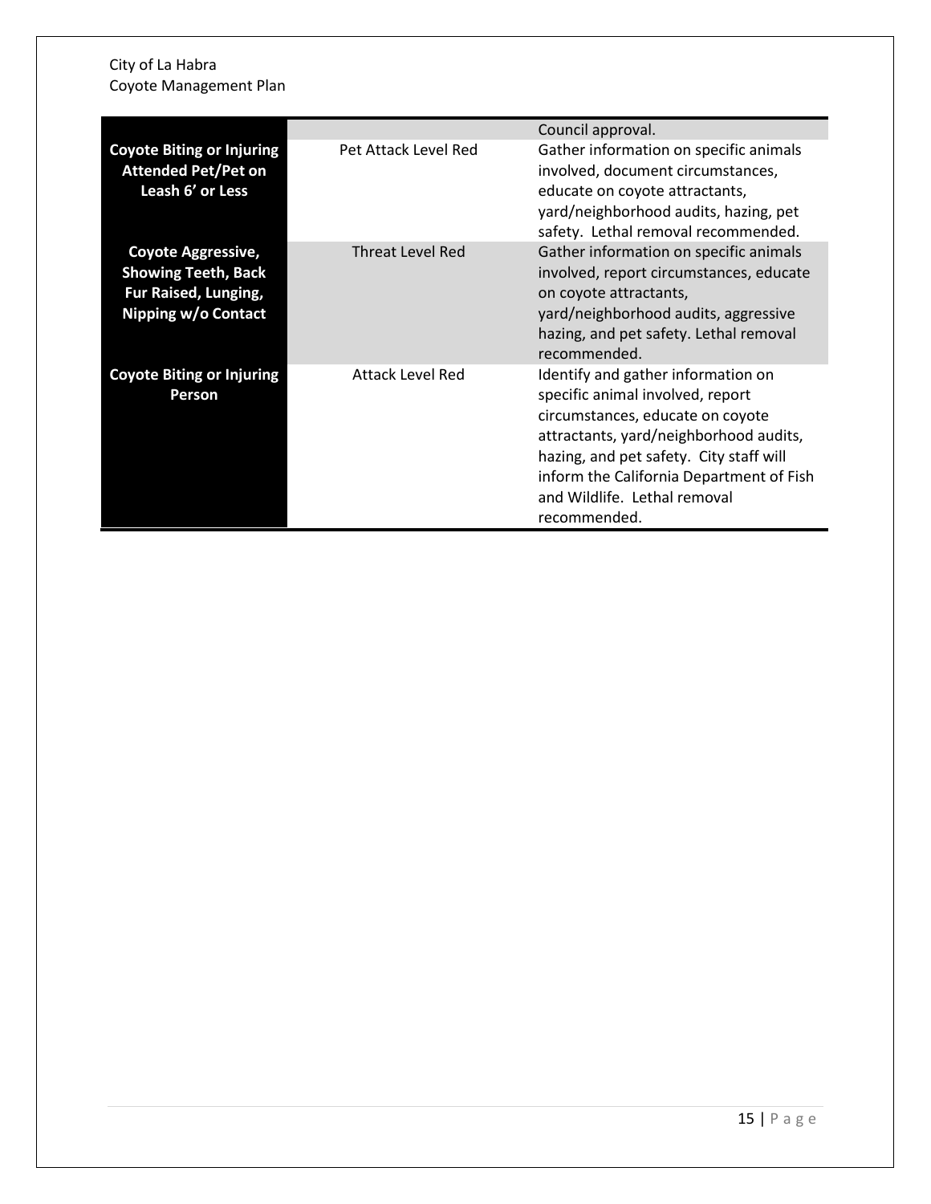| | | |
|---|---|---|
| | | Council approval. |
| **Coyote Biting or Injuring Attended Pet/Pet on Leash 6' or Less** | Pet Attack Level Red | Gather information on specific animals involved, document circumstances, educate on coyote attractants, yard/neighborhood audits, hazing, pet safety. Lethal removal recommended. |
| **Coyote Aggressive, Showing Teeth, Back Fur Raised, Lunging, Nipping w/o Contact** | Threat Level Red | Gather information on specific animals involved, report circumstances, educate on coyote attractants, yard/neighborhood audits, aggressive hazing, and pet safety. Lethal removal recommended. |
| **Coyote Biting or Injuring Person** | Attack Level Red | Identify and gather information on specific animal involved, report circumstances, educate on coyote attractants, yard/neighborhood audits, hazing, and pet safety. City staff will inform the California Department of Fish and Wildlife. Lethal removal recommended. |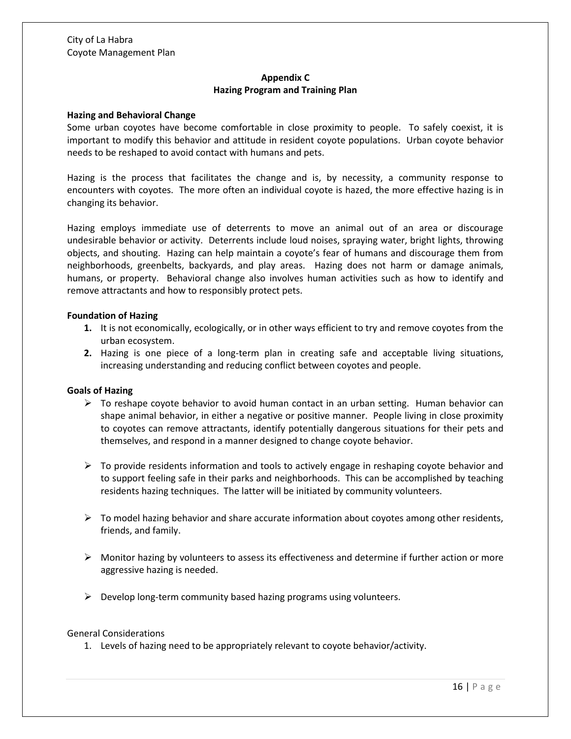## Appendix C
## Hazing Program and Training Plan

**Hazing and Behavioral Change**

Some urban coyotes have become comfortable in close proximity to people. To safely coexist, it is important to modify this behavior and attitude in resident coyote populations. Urban coyote behavior needs to be reshaped to avoid contact with humans and pets.

Hazing is the process that facilitates the change and is, by necessity, a community response to encounters with coyotes. The more often an individual coyote is hazed, the more effective hazing is in changing its behavior.

Hazing employs immediate use of deterrents to move an animal out of an area or discourage undesirable behavior or activity. Deterrents include loud noises, spraying water, bright lights, throwing objects, and shouting. Hazing can help maintain a coyote's fear of humans and discourage them from neighborhoods, greenbelts, backyards, and play areas. Hazing does not harm or damage animals, humans, or property. Behavioral change also involves human activities such as how to identify and remove attractants and how to responsibly protect pets.

**Foundation of Hazing**

1. It is not economically, ecologically, or in other ways efficient to try and remove coyotes from the urban ecosystem.
2. Hazing is one piece of a long-term plan in creating safe and acceptable living situations, increasing understanding and reducing conflict between coyotes and people.

**Goals of Hazing**

- To reshape coyote behavior to avoid human contact in an urban setting. Human behavior can shape animal behavior, in either a negative or positive manner. People living in close proximity to coyotes can remove attractants, identify potentially dangerous situations for their pets and themselves, and respond in a manner designed to change coyote behavior.

- To provide residents information and tools to actively engage in reshaping coyote behavior and to support feeling safe in their parks and neighborhoods. This can be accomplished by teaching residents hazing techniques. The latter will be initiated by community volunteers.

- To model hazing behavior and share accurate information about coyotes among other residents, friends, and family.

- Monitor hazing by volunteers to assess its effectiveness and determine if further action or more aggressive hazing is needed.

- Develop long-term community based hazing programs using volunteers.

General Considerations

1. Levels of hazing need to be appropriately relevant to coyote behavior/activity.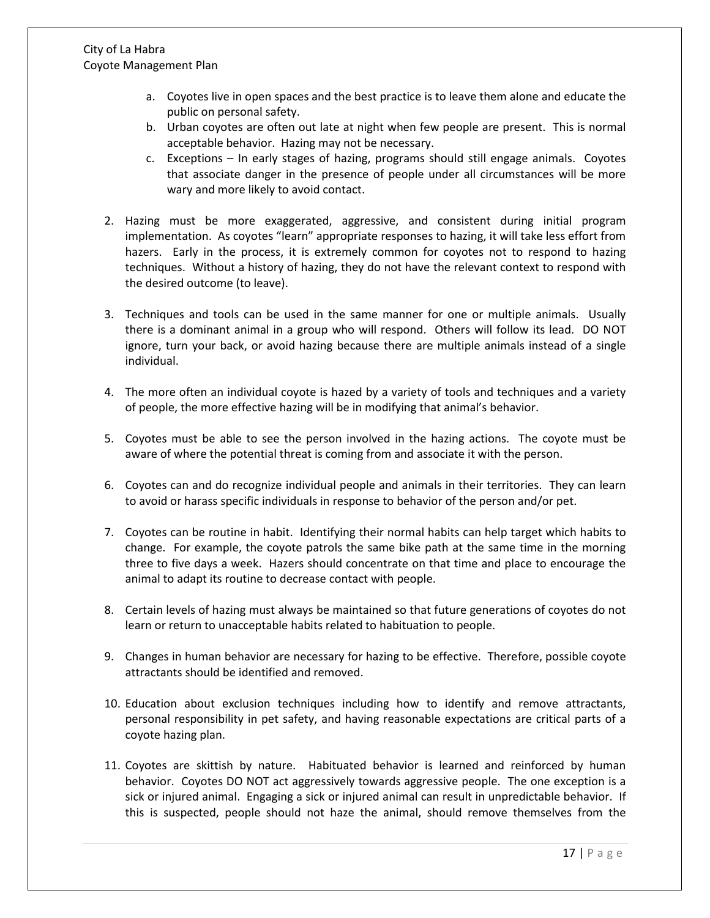a. Coyotes live in open spaces and the best practice is to leave them alone and educate the public on personal safety.
   b. Urban coyotes are often out late at night when few people are present. This is normal acceptable behavior. Hazing may not be necessary.
   c. Exceptions – In early stages of hazing, programs should still engage animals. Coyotes that associate danger in the presence of people under all circumstances will be more wary and more likely to avoid contact.

2. Hazing must be more exaggerated, aggressive, and consistent during initial program implementation. As coyotes "learn" appropriate responses to hazing, it will take less effort from hazers. Early in the process, it is extremely common for coyotes not to respond to hazing techniques. Without a history of hazing, they do not have the relevant context to respond with the desired outcome (to leave).

3. Techniques and tools can be used in the same manner for one or multiple animals. Usually there is a dominant animal in a group who will respond. Others will follow its lead. DO NOT ignore, turn your back, or avoid hazing because there are multiple animals instead of a single individual.

4. The more often an individual coyote is hazed by a variety of tools and techniques and a variety of people, the more effective hazing will be in modifying that animal's behavior.

5. Coyotes must be able to see the person involved in the hazing actions. The coyote must be aware of where the potential threat is coming from and associate it with the person.

6. Coyotes can and do recognize individual people and animals in their territories. They can learn to avoid or harass specific individuals in response to behavior of the person and/or pet.

7. Coyotes can be routine in habit. Identifying their normal habits can help target which habits to change. For example, the coyote patrols the same bike path at the same time in the morning three to five days a week. Hazers should concentrate on that time and place to encourage the animal to adapt its routine to decrease contact with people.

8. Certain levels of hazing must always be maintained so that future generations of coyotes do not learn or return to unacceptable habits related to habituation to people.

9. Changes in human behavior are necessary for hazing to be effective. Therefore, possible coyote attractants should be identified and removed.

10. Education about exclusion techniques including how to identify and remove attractants, personal responsibility in pet safety, and having reasonable expectations are critical parts of a coyote hazing plan.

11. Coyotes are skittish by nature. Habituated behavior is learned and reinforced by human behavior. Coyotes DO NOT act aggressively towards aggressive people. The one exception is a sick or injured animal. Engaging a sick or injured animal can result in unpredictable behavior. If this is suspected, people should not haze the animal, should remove themselves from the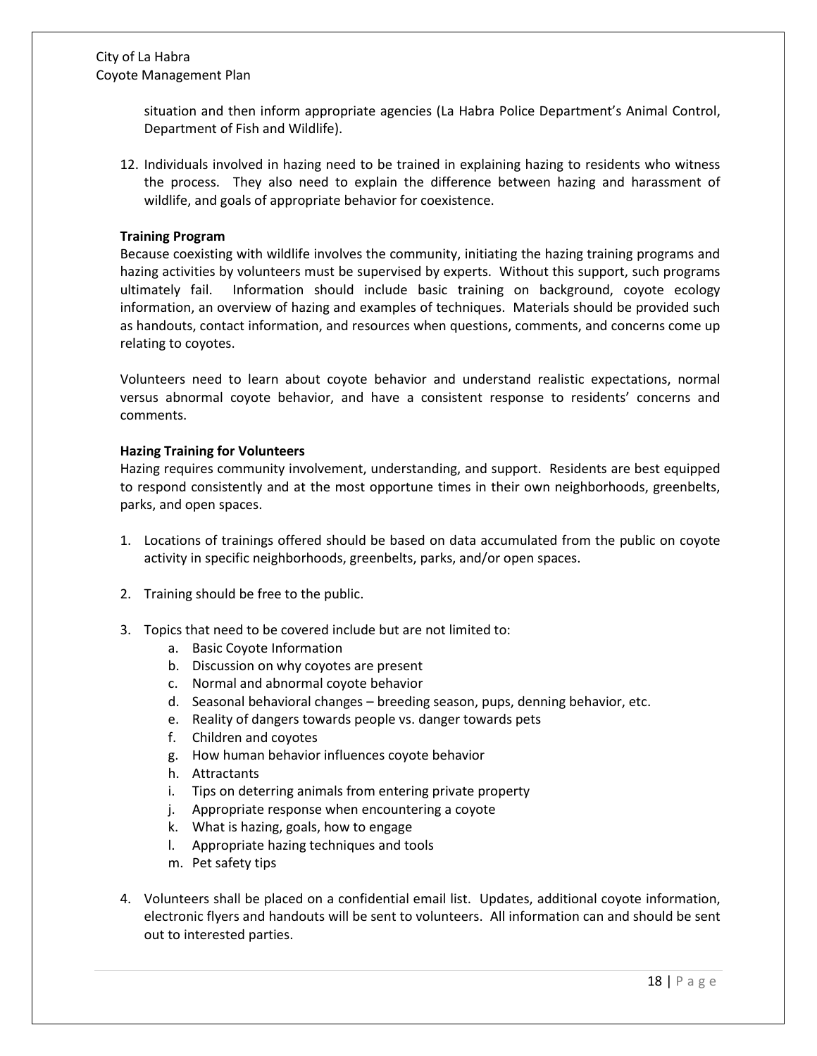situation and then inform appropriate agencies (La Habra Police Department's Animal Control, Department of Fish and Wildlife).

12. Individuals involved in hazing need to be trained in explaining hazing to residents who witness the process. They also need to explain the difference between hazing and harassment of wildlife, and goals of appropriate behavior for coexistence.

**Training Program**

Because coexisting with wildlife involves the community, initiating the hazing training programs and hazing activities by volunteers must be supervised by experts. Without this support, such programs ultimately fail. Information should include basic training on background, coyote ecology information, an overview of hazing and examples of techniques. Materials should be provided such as handouts, contact information, and resources when questions, comments, and concerns come up relating to coyotes.

Volunteers need to learn about coyote behavior and understand realistic expectations, normal versus abnormal coyote behavior, and have a consistent response to residents' concerns and comments.

**Hazing Training for Volunteers**

Hazing requires community involvement, understanding, and support. Residents are best equipped to respond consistently and at the most opportune times in their own neighborhoods, greenbelts, parks, and open spaces.

1. Locations of trainings offered should be based on data accumulated from the public on coyote activity in specific neighborhoods, greenbelts, parks, and/or open spaces.

2. Training should be free to the public.

3. Topics that need to be covered include but are not limited to:
    a. Basic Coyote Information
    b. Discussion on why coyotes are present
    c. Normal and abnormal coyote behavior
    d. Seasonal behavioral changes – breeding season, pups, denning behavior, etc.
    e. Reality of dangers towards people vs. danger towards pets
    f. Children and coyotes
    g. How human behavior influences coyote behavior
    h. Attractants
    i. Tips on deterring animals from entering private property
    j. Appropriate response when encountering a coyote
    k. What is hazing, goals, how to engage
    l. Appropriate hazing techniques and tools
    m. Pet safety tips

4. Volunteers shall be placed on a confidential email list. Updates, additional coyote information, electronic flyers and handouts will be sent to volunteers. All information can and should be sent out to interested parties.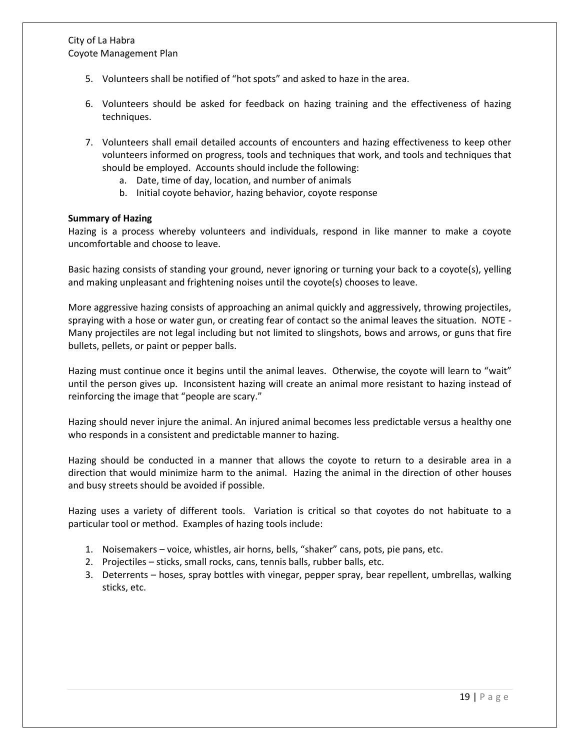5. Volunteers shall be notified of "hot spots" and asked to haze in the area.

6. Volunteers should be asked for feedback on hazing training and the effectiveness of hazing techniques.

7. Volunteers shall email detailed accounts of encounters and hazing effectiveness to keep other volunteers informed on progress, tools and techniques that work, and tools and techniques that should be employed. Accounts should include the following:
   a. Date, time of day, location, and number of animals
   b. Initial coyote behavior, hazing behavior, coyote response

**Summary of Hazing**

Hazing is a process whereby volunteers and individuals, respond in like manner to make a coyote uncomfortable and choose to leave.

Basic hazing consists of standing your ground, never ignoring or turning your back to a coyote(s), yelling and making unpleasant and frightening noises until the coyote(s) chooses to leave.

More aggressive hazing consists of approaching an animal quickly and aggressively, throwing projectiles, spraying with a hose or water gun, or creating fear of contact so the animal leaves the situation. NOTE - Many projectiles are not legal including but not limited to slingshots, bows and arrows, or guns that fire bullets, pellets, or paint or pepper balls.

Hazing must continue once it begins until the animal leaves. Otherwise, the coyote will learn to "wait" until the person gives up. Inconsistent hazing will create an animal more resistant to hazing instead of reinforcing the image that "people are scary."

Hazing should never injure the animal. An injured animal becomes less predictable versus a healthy one who responds in a consistent and predictable manner to hazing.

Hazing should be conducted in a manner that allows the coyote to return to a desirable area in a direction that would minimize harm to the animal. Hazing the animal in the direction of other houses and busy streets should be avoided if possible.

Hazing uses a variety of different tools. Variation is critical so that coyotes do not habituate to a particular tool or method. Examples of hazing tools include:

1. Noisemakers – voice, whistles, air horns, bells, "shaker" cans, pots, pie pans, etc.
2. Projectiles – sticks, small rocks, cans, tennis balls, rubber balls, etc.
3. Deterrents – hoses, spray bottles with vinegar, pepper spray, bear repellent, umbrellas, walking sticks, etc.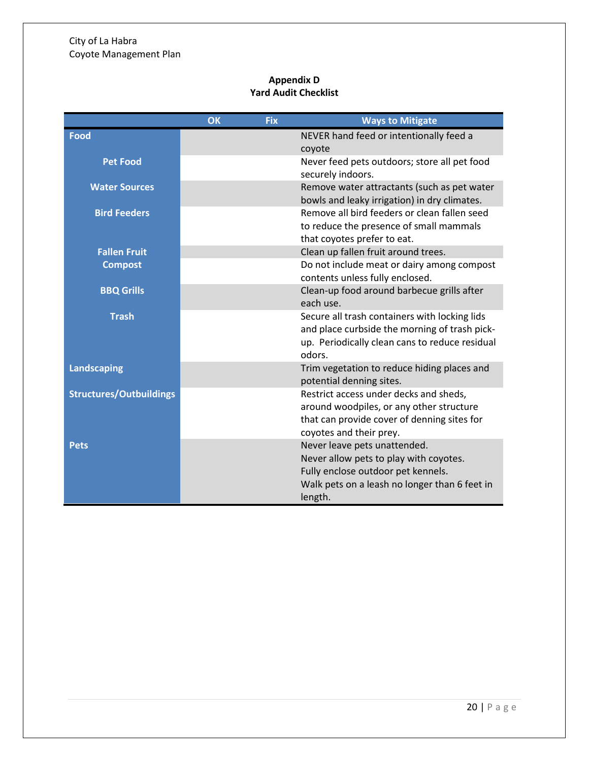## Appendix D
## Yard Audit Checklist

| | OK | Fix | Ways to Mitigate |
|---|---|---|---|
| **Food** | | | NEVER hand feed or intentionally feed a coyote |
| **Pet Food** | | | Never feed pets outdoors; store all pet food securely indoors. |
| **Water Sources** | | | Remove water attractants (such as pet water bowls and leaky irrigation) in dry climates. |
| **Bird Feeders** | | | Remove all bird feeders or clean fallen seed to reduce the presence of small mammals that coyotes prefer to eat. |
| **Fallen Fruit** | | | Clean up fallen fruit around trees. |
| **Compost** | | | Do not include meat or dairy among compost contents unless fully enclosed. |
| **BBQ Grills** | | | Clean-up food around barbecue grills after each use. |
| **Trash** | | | Secure all trash containers with locking lids and place curbside the morning of trash pick-up. Periodically clean cans to reduce residual odors. |
| **Landscaping** | | | Trim vegetation to reduce hiding places and potential denning sites. |
| **Structures/Outbuildings** | | | Restrict access under decks and sheds, around woodpiles, or any other structure that can provide cover of denning sites for coyotes and their prey. |
| **Pets** | | | Never leave pets unattended.<br>Never allow pets to play with coyotes.<br>Fully enclose outdoor pet kennels.<br>Walk pets on a leash no longer than 6 feet in length. |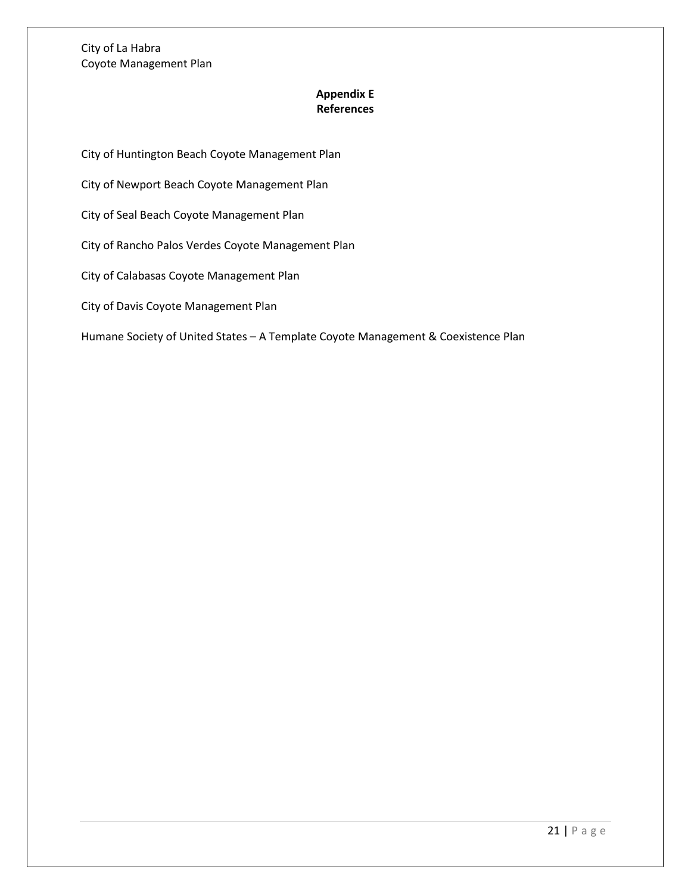## Appendix E
## References

City of Huntington Beach Coyote Management Plan

City of Newport Beach Coyote Management Plan

City of Seal Beach Coyote Management Plan

City of Rancho Palos Verdes Coyote Management Plan

City of Calabasas Coyote Management Plan

City of Davis Coyote Management Plan

Humane Society of United States – A Template Coyote Management & Coexistence Plan